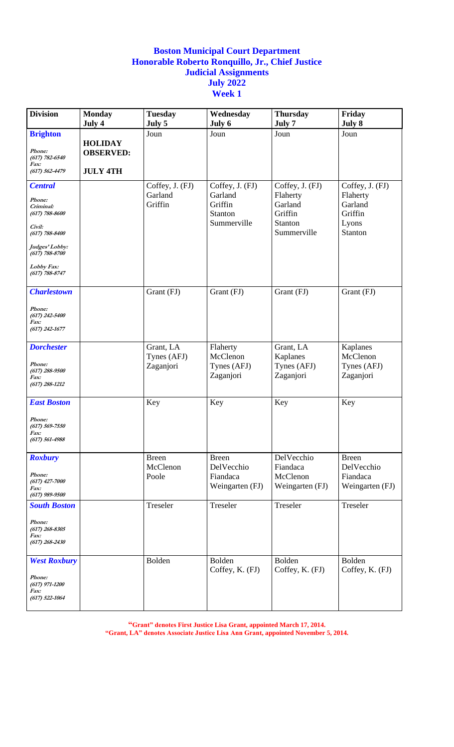**Boston Municipal Court Department**
**Honorable Roberto Ronquillo, Jr., Chief Justice**
**Judicial Assignments**
**July 2022**
**Week 1**

| Division | Monday July 4 | Tuesday July 5 | Wednesday July 6 | Thursday July 7 | Friday July 8 |
|---|---|---|---|---|---|
| **Brighton** Phone: (617) 782-6540 Fax: (617) 562-4479 | **HOLIDAY OBSERVED: JULY 4TH** | Joun | Joun | Joun | Joun |
| **Central** Phone: Criminal: (617) 788-8600 Civil: (617) 788-8400 Judges' Lobby: (617) 788-8700 Lobby Fax: (617) 788-8747 | | Coffey, J. (FJ) Garland Griffin | Coffey, J. (FJ) Garland Griffin Stanton Summerville | Coffey, J. (FJ) Flaherty Garland Griffin Stanton Summerville | Coffey, J. (FJ) Flaherty Garland Griffin Lyons Stanton |
| **Charlestown** Phone: (617) 242-5400 Fax: (617) 242-1677 | | Grant (FJ) | Grant (FJ) | Grant (FJ) | Grant (FJ) |
| **Dorchester** Phone: (617) 288-9500 Fax: (617) 288-1212 | | Grant, LA Tynes (AFJ) Zaganjori | Flaherty McClenon Tynes (AFJ) Zaganjori | Grant, LA Kaplanes Tynes (AFJ) Zaganjori | Kaplanes McClenon Tynes (AFJ) Zaganjori |
| **East Boston** Phone: (617) 569-7550 Fax: (617) 561-4988 | | Key | Key | Key | Key |
| **Roxbury** Phone: (617) 427-7000 Fax: (617) 989-9500 | | Breen McClenon Poole | Breen DelVecchio Fiandaca Weingarten (FJ) | DelVecchio Fiandaca McClenon Weingarten (FJ) | Breen DelVecchio Fiandaca Weingarten (FJ) |
| **South Boston** Phone: (617) 268-8305 Fax: (617) 268-2430 | | Treseler | Treseler | Treseler | Treseler |
| **West Roxbury** Phone: (617) 971-1200 Fax: (617) 522-1064 | | Bolden | Bolden Coffey, K. (FJ) | Bolden Coffey, K. (FJ) | Bolden Coffey, K. (FJ) |

**"Grant" denotes First Justice Lisa Grant, appointed March 17, 2014.**
**"Grant, LA" denotes Associate Justice Lisa Ann Grant, appointed November 5, 2014.**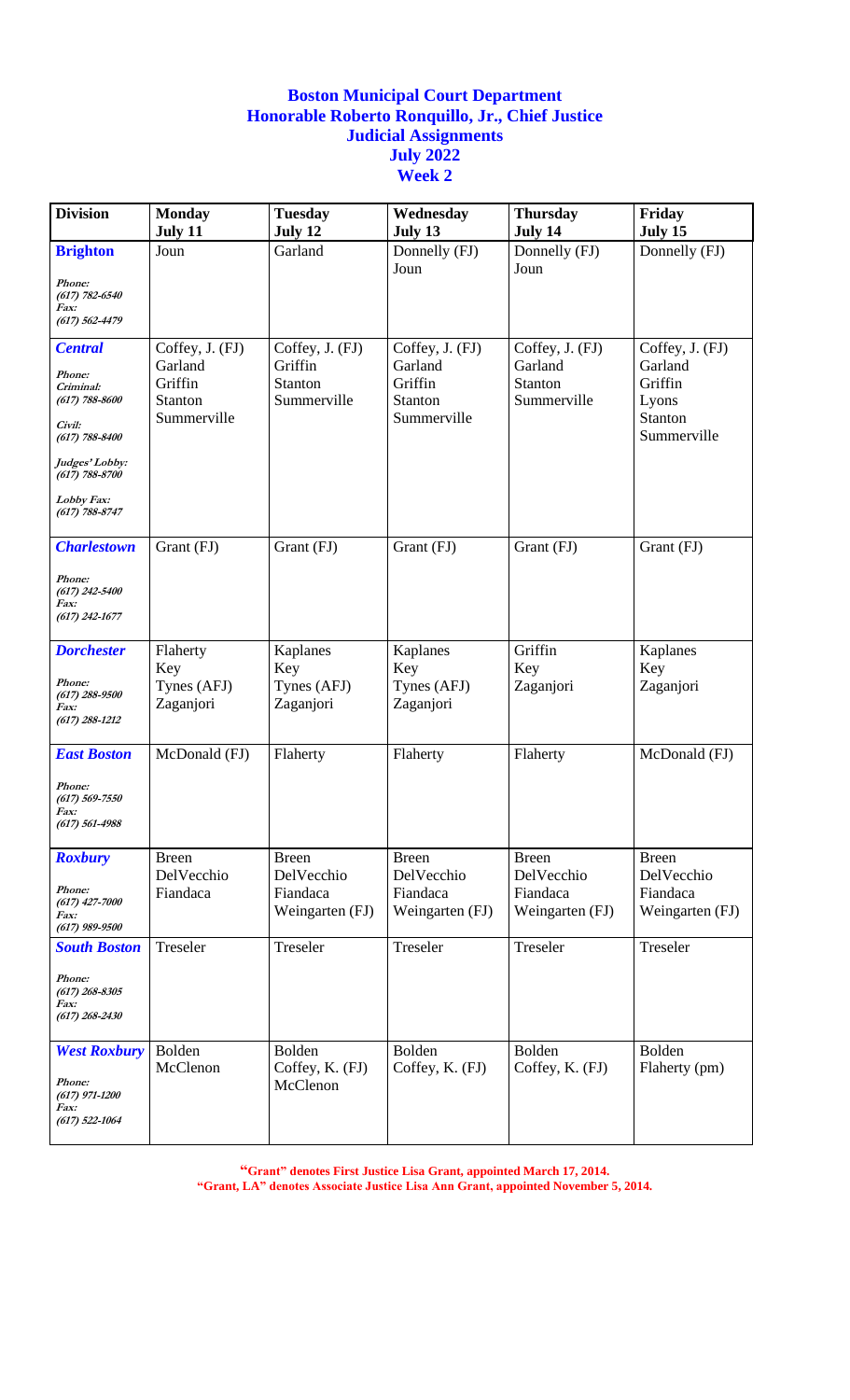# Boston Municipal Court Department
## Honorable Roberto Ronquillo, Jr., Chief Justice
## Judicial Assignments
## July 2022
## Week 2

| Division | Monday July 11 | Tuesday July 12 | Wednesday July 13 | Thursday July 14 | Friday July 15 |
|---|---|---|---|---|---|
| **Brighton**<br>*Phone: (617) 782-6540*<br>*Fax: (617) 562-4479* | Joun | Garland | Donnelly (FJ)<br>Joun | Donnelly (FJ)<br>Joun | Donnelly (FJ) |
| **Central**<br>*Phone:*<br>*Criminal: (617) 788-8600*<br>*Civil: (617) 788-8400*<br>*Judges' Lobby: (617) 788-8700*<br>*Lobby Fax: (617) 788-8747* | Coffey, J. (FJ)<br>Garland<br>Griffin<br>Stanton<br>Summerville | Coffey, J. (FJ)<br>Griffin<br>Stanton<br>Summerville | Coffey, J. (FJ)<br>Garland<br>Griffin<br>Stanton<br>Summerville | Coffey, J. (FJ)<br>Garland<br>Stanton<br>Summerville | Coffey, J. (FJ)<br>Garland<br>Griffin<br>Lyons<br>Stanton<br>Summerville |
| **Charlestown**<br>*Phone: (617) 242-5400*<br>*Fax: (617) 242-1677* | Grant (FJ) | Grant (FJ) | Grant (FJ) | Grant (FJ) | Grant (FJ) |
| **Dorchester**<br>*Phone: (617) 288-9500*<br>*Fax: (617) 288-1212* | Flaherty<br>Key<br>Tynes (AFJ)<br>Zaganjori | Kaplanes<br>Key<br>Tynes (AFJ)<br>Zaganjori | Kaplanes<br>Key<br>Tynes (AFJ)<br>Zaganjori | Griffin<br>Key<br>Zaganjori | Kaplanes<br>Key<br>Zaganjori |
| **East Boston**<br>*Phone: (617) 569-7550*<br>*Fax: (617) 561-4988* | McDonald (FJ) | Flaherty | Flaherty | Flaherty | McDonald (FJ) |
| **Roxbury**<br>*Phone: (617) 427-7000*<br>*Fax: (617) 989-9500* | Breen<br>DelVecchio<br>Fiandaca | Breen<br>DelVecchio<br>Fiandaca<br>Weingarten (FJ) | Breen<br>DelVecchio<br>Fiandaca<br>Weingarten (FJ) | Breen<br>DelVecchio<br>Fiandaca<br>Weingarten (FJ) | Breen<br>DelVecchio<br>Fiandaca<br>Weingarten (FJ) |
| **South Boston**<br>*Phone: (617) 268-8305*<br>*Fax: (617) 268-2430* | Treseler | Treseler | Treseler | Treseler | Treseler |
| **West Roxbury**<br>*Phone: (617) 971-1200*<br>*Fax: (617) 522-1064* | Bolden<br>McClenon | Bolden<br>Coffey, K. (FJ)<br>McClenon | Bolden<br>Coffey, K. (FJ) | Bolden<br>Coffey, K. (FJ) | Bolden<br>Flaherty (pm) |

**"Grant" denotes First Justice Lisa Grant, appointed March 17, 2014.**
**"Grant, LA" denotes Associate Justice Lisa Ann Grant, appointed November 5, 2014.**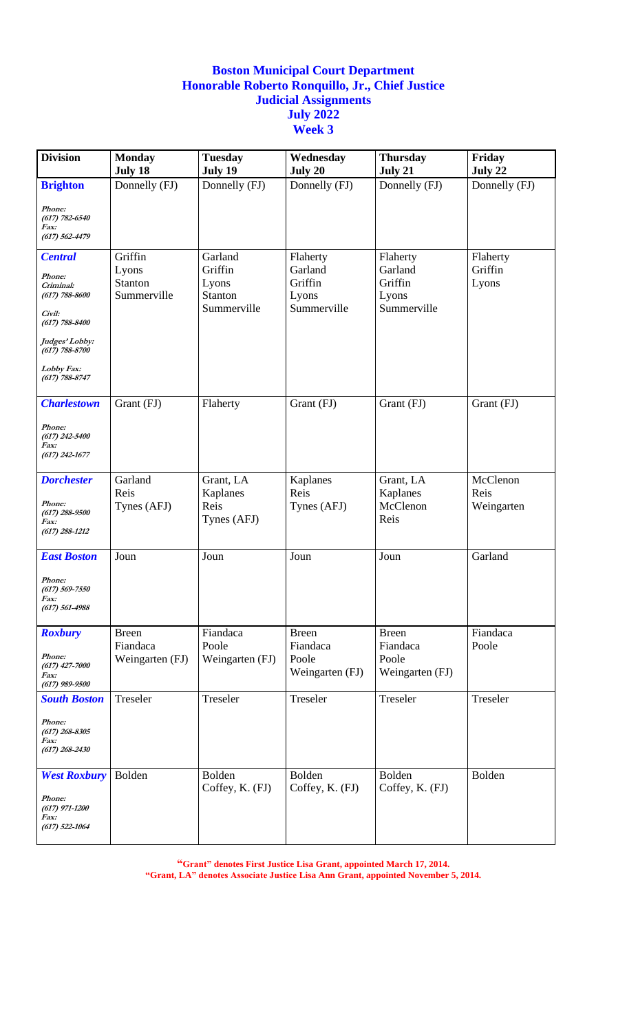**Boston Municipal Court Department**
**Honorable Roberto Ronquillo, Jr., Chief Justice**
**Judicial Assignments**
**July 2022**
**Week 3**

| Division | Monday July 18 | Tuesday July 19 | Wednesday July 20 | Thursday July 21 | Friday July 22 |
|---|---|---|---|---|---|
| **Brighton**<br>*Phone: (617) 782-6540*<br>*Fax: (617) 562-4479* | Donnelly (FJ) | Donnelly (FJ) | Donnelly (FJ) | Donnelly (FJ) | Donnelly (FJ) |
| **Central**<br>*Phone:*<br>*Criminal: (617) 788-8600*<br>*Civil: (617) 788-8400*<br>*Judges' Lobby: (617) 788-8700*<br>*Lobby Fax: (617) 788-8747* | Griffin<br>Lyons<br>Stanton<br>Summerville | Garland<br>Griffin<br>Lyons<br>Stanton<br>Summerville | Flaherty<br>Garland<br>Griffin<br>Lyons<br>Summerville | Flaherty<br>Garland<br>Griffin<br>Lyons<br>Summerville | Flaherty<br>Griffin<br>Lyons |
| **Charlestown**<br>*Phone: (617) 242-5400*<br>*Fax: (617) 242-1677* | Grant (FJ) | Flaherty | Grant (FJ) | Grant (FJ) | Grant (FJ) |
| **Dorchester**<br>*Phone: (617) 288-9500*<br>*Fax: (617) 288-1212* | Garland<br>Reis<br>Tynes (AFJ) | Grant, LA<br>Kaplanes<br>Reis<br>Tynes (AFJ) | Kaplanes<br>Reis<br>Tynes (AFJ) | Grant, LA<br>Kaplanes<br>McClenon<br>Reis | McClenon<br>Reis<br>Weingarten |
| **East Boston**<br>*Phone: (617) 569-7550*<br>*Fax: (617) 561-4988* | Joun | Joun | Joun | Joun | Garland |
| **Roxbury**<br>*Phone: (617) 427-7000*<br>*Fax: (617) 989-9500* | Breen<br>Fiandaca<br>Weingarten (FJ) | Fiandaca<br>Poole<br>Weingarten (FJ) | Breen<br>Fiandaca<br>Poole<br>Weingarten (FJ) | Breen<br>Fiandaca<br>Poole<br>Weingarten (FJ) | Fiandaca<br>Poole |
| **South Boston**<br>*Phone: (617) 268-8305*<br>*Fax: (617) 268-2430* | Treseler | Treseler | Treseler | Treseler | Treseler |
| **West Roxbury**<br>*Phone: (617) 971-1200*<br>*Fax: (617) 522-1064* | Bolden | Bolden<br>Coffey, K. (FJ) | Bolden<br>Coffey, K. (FJ) | Bolden<br>Coffey, K. (FJ) | Bolden |

**"Grant" denotes First Justice Lisa Grant, appointed March 17, 2014.**
**"Grant, LA" denotes Associate Justice Lisa Ann Grant, appointed November 5, 2014.**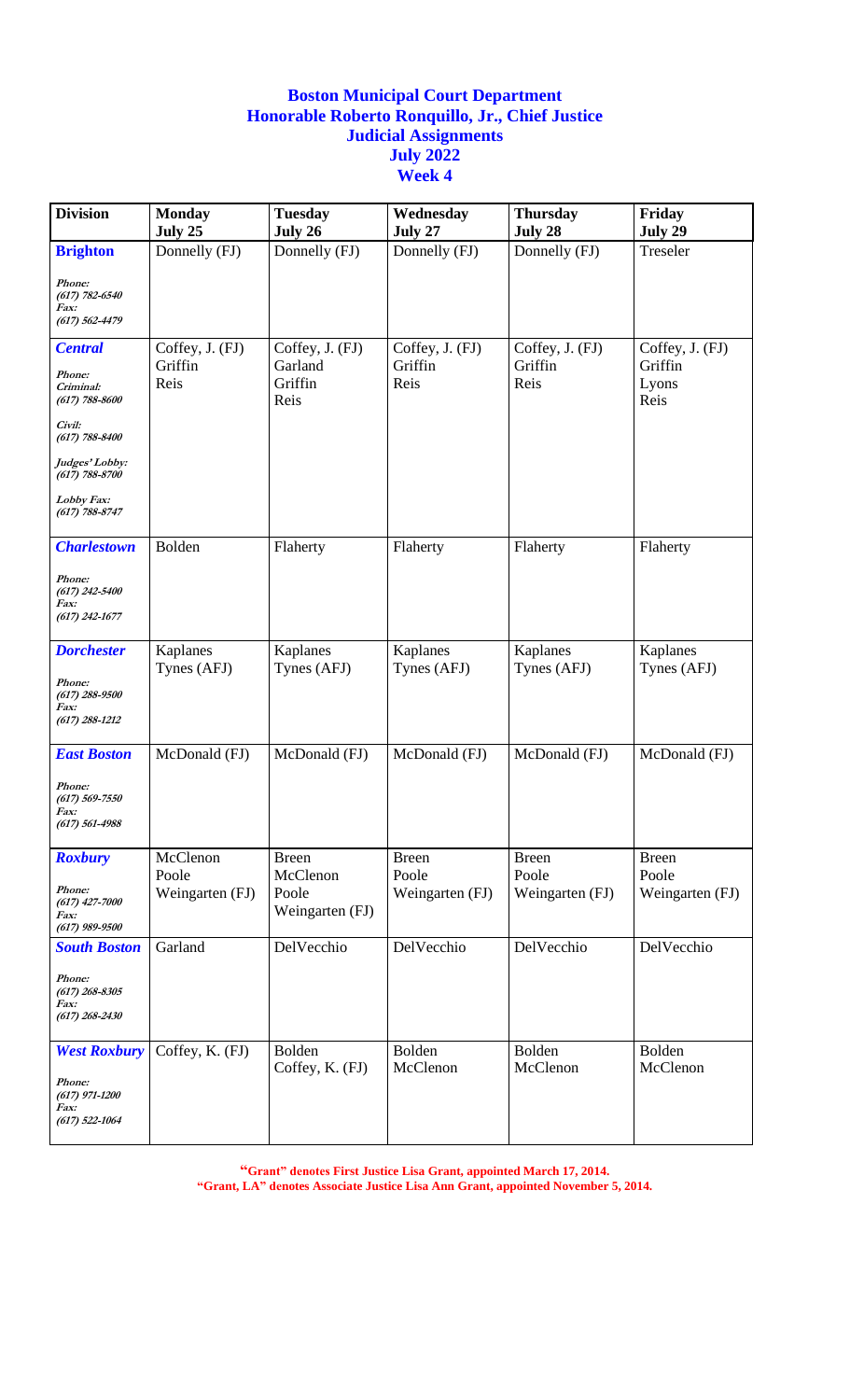**Boston Municipal Court Department**
**Honorable Roberto Ronquillo, Jr., Chief Justice**
**Judicial Assignments**
**July 2022**
**Week 4**

| Division | Monday July 25 | Tuesday July 26 | Wednesday July 27 | Thursday July 28 | Friday July 29 |
|---|---|---|---|---|---|
| **Brighton** Phone: (617) 782-6540 Fax: (617) 562-4479 | Donnelly (FJ) | Donnelly (FJ) | Donnelly (FJ) | Donnelly (FJ) | Treseler |
| **Central** Phone: Criminal: (617) 788-8600 Civil: (617) 788-8400 Judges' Lobby: (617) 788-8700 Lobby Fax: (617) 788-8747 | Coffey, J. (FJ) Griffin Reis | Coffey, J. (FJ) Garland Griffin Reis | Coffey, J. (FJ) Griffin Reis | Coffey, J. (FJ) Griffin Reis | Coffey, J. (FJ) Griffin Lyons Reis |
| **Charlestown** Phone: (617) 242-5400 Fax: (617) 242-1677 | Bolden | Flaherty | Flaherty | Flaherty | Flaherty |
| **Dorchester** Phone: (617) 288-9500 Fax: (617) 288-1212 | Kaplanes Tynes (AFJ) | Kaplanes Tynes (AFJ) | Kaplanes Tynes (AFJ) | Kaplanes Tynes (AFJ) | Kaplanes Tynes (AFJ) |
| **East Boston** Phone: (617) 569-7550 Fax: (617) 561-4988 | McDonald (FJ) | McDonald (FJ) | McDonald (FJ) | McDonald (FJ) | McDonald (FJ) |
| **Roxbury** Phone: (617) 427-7000 Fax: (617) 989-9500 | McClenon Poole Weingarten (FJ) | Breen McClenon Poole Weingarten (FJ) | Breen Poole Weingarten (FJ) | Breen Poole Weingarten (FJ) | Breen Poole Weingarten (FJ) |
| **South Boston** Phone: (617) 268-8305 Fax: (617) 268-2430 | Garland | DelVecchio | DelVecchio | DelVecchio | DelVecchio |
| **West Roxbury** Phone: (617) 971-1200 Fax: (617) 522-1064 | Coffey, K. (FJ) | Bolden Coffey, K. (FJ) | Bolden McClenon | Bolden McClenon | Bolden McClenon |

**"Grant" denotes First Justice Lisa Grant, appointed March 17, 2014.**
**"Grant, LA" denotes Associate Justice Lisa Ann Grant, appointed November 5, 2014.**